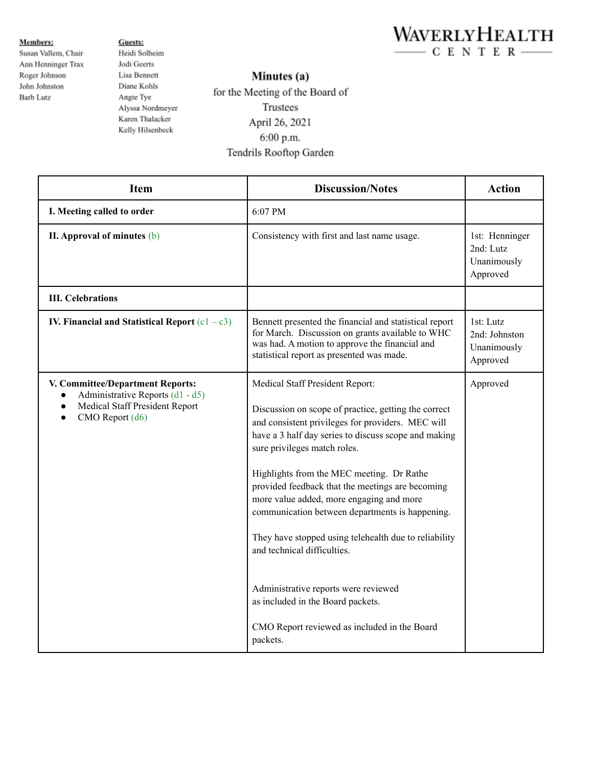WAVERLY HEALTH CENTER

**Members:**
Susan Vallem, Chair
Ann Henninger Trax
Roger Johnson
John Johnston
Barb Lutz

**Guests:**
Heidi Solheim
Jodi Geerts
Lisa Bennett
Diane Kohls
Angie Tye
Alyssa Nordmeyer
Karen Thalacker
Kelly Hilsenbeck

# Minutes (a)

for the Meeting of the Board of Trustees
April 26, 2021
6:00 p.m.
Tendrils Rooftop Garden

| Item | Discussion/Notes | Action |
|---|---|---|
| **I. Meeting called to order** | 6:07 PM | |
| **II. Approval of minutes** (b) | Consistency with first and last name usage. | 1st: Henninger<br>2nd: Lutz<br>Unanimously Approved |
| **III. Celebrations** | | |
| **IV. Financial and Statistical Report** (c1 – c3) | Bennett presented the financial and statistical report for March. Discussion on grants available to WHC was had. A motion to approve the financial and statistical report as presented was made. | 1st: Lutz<br>2nd: Johnston<br>Unanimously Approved |
| **V. Committee/Department Reports:**<br>• Administrative Reports (d1 - d5)<br>• Medical Staff President Report<br>• CMO Report (d6) | Medical Staff President Report:<br><br>Discussion on scope of practice, getting the correct and consistent privileges for providers. MEC will have a 3 half day series to discuss scope and making sure privileges match roles.<br><br>Highlights from the MEC meeting. Dr Rathe provided feedback that the meetings are becoming more value added, more engaging and more communication between departments is happening.<br><br>They have stopped using telehealth due to reliability and technical difficulties.<br><br>Administrative reports were reviewed as included in the Board packets.<br><br>CMO Report reviewed as included in the Board packets. | Approved |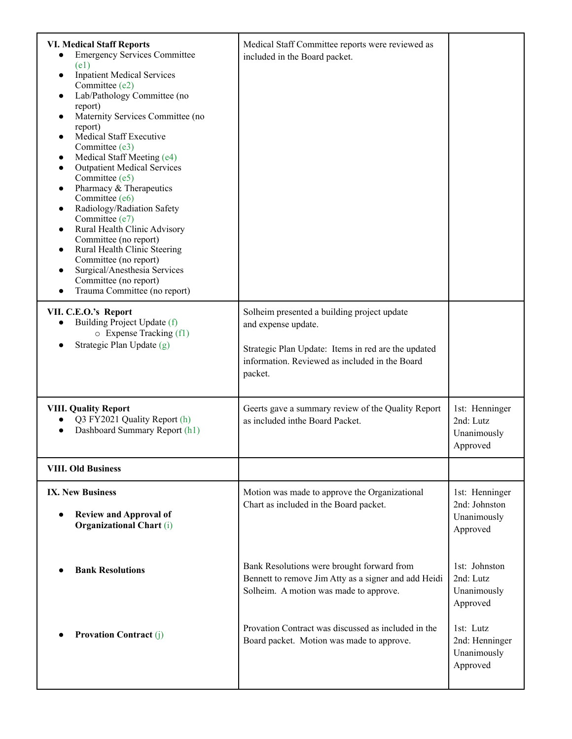| | | |
|---|---|---|
| **VI. Medical Staff Reports**<br>• Emergency Services Committee (e1)<br>• Inpatient Medical Services Committee (e2)<br>• Lab/Pathology Committee (no report)<br>• Maternity Services Committee (no report)<br>• Medical Staff Executive Committee (e3)<br>• Medical Staff Meeting (e4)<br>• Outpatient Medical Services Committee (e5)<br>• Pharmacy & Therapeutics Committee (e6)<br>• Radiology/Radiation Safety Committee (e7)<br>• Rural Health Clinic Advisory Committee (no report)<br>• Rural Health Clinic Steering Committee (no report)<br>• Surgical/Anesthesia Services Committee (no report)<br>• Trauma Committee (no report) | Medical Staff Committee reports were reviewed as included in the Board packet. | |
| **VII. C.E.O.'s Report**<br>• Building Project Update (f)<br>  ○ Expense Tracking (f1)<br>• Strategic Plan Update (g) | Solheim presented a building project update and expense update.<br><br>Strategic Plan Update: Items in red are the updated information. Reviewed as included in the Board packet. | |
| **VIII. Quality Report**<br>• Q3 FY2021 Quality Report (h)<br>• Dashboard Summary Report (h1) | Geerts gave a summary review of the Quality Report as included inthe Board Packet. | 1st: Henninger<br>2nd: Lutz<br>Unanimously Approved |
| **VIII. Old Business** | | |
| **IX. New Business**<br><br>• **Review and Approval of Organizational Chart** (i) | Motion was made to approve the Organizational Chart as included in the Board packet. | 1st: Henninger<br>2nd: Johnston<br>Unanimously Approved |
| • **Bank Resolutions** | Bank Resolutions were brought forward from Bennett to remove Jim Atty as a signer and add Heidi Solheim. A motion was made to approve. | 1st: Johnston<br>2nd: Lutz<br>Unanimously Approved |
| • **Provation Contract** (j) | Provation Contract was discussed as included in the Board packet. Motion was made to approve. | 1st: Lutz<br>2nd: Henninger<br>Unanimously Approved |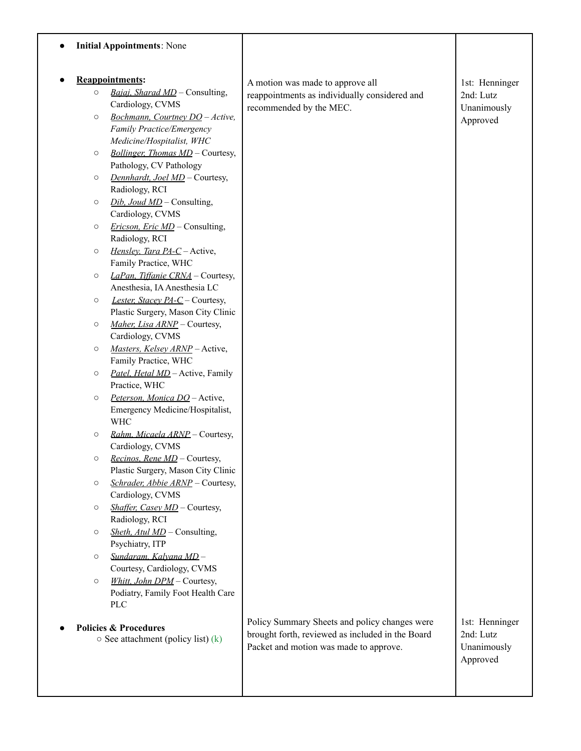| | | |
|---|---|---|
| • **Initial Appointments**: None | | |
| • **Reappointments:**<br>○ *Bajaj, Sharad MD* – Consulting, Cardiology, CVMS<br>○ *Bochmann, Courtney DO – Active, Family Practice/Emergency Medicine/Hospitalist, WHC*<br>○ *Bollinger, Thomas MD* – Courtesy, Pathology, CV Pathology<br>○ *Dennhardt, Joel MD* – Courtesy, Radiology, RCI<br>○ *Dib, Joud MD* – Consulting, Cardiology, CVMS<br>○ *Ericson, Eric MD* – Consulting, Radiology, RCI<br>○ *Hensley, Tara PA-C* – Active, Family Practice, WHC<br>○ *LaPan, Tiffanie CRNA* – Courtesy, Anesthesia, IA Anesthesia LC<br>○ *Lester, Stacey PA-C* – Courtesy, Plastic Surgery, Mason City Clinic<br>○ *Maher, Lisa ARNP* – Courtesy, Cardiology, CVMS<br>○ *Masters, Kelsey ARNP* – Active, Family Practice, WHC<br>○ *Patel, Hetal MD* – Active, Family Practice, WHC<br>○ *Peterson, Monica DO* – Active, Emergency Medicine/Hospitalist, WHC<br>○ *Rahm, Micaela ARNP* – Courtesy, Cardiology, CVMS<br>○ *Recinos, Rene MD* – Courtesy, Plastic Surgery, Mason City Clinic<br>○ *Schrader, Abbie ARNP* – Courtesy, Cardiology, CVMS<br>○ *Shaffer, Casey MD* – Courtesy, Radiology, RCI<br>○ *Sheth, Atul MD* – Consulting, Psychiatry, ITP<br>○ *Sundaram, Kalyana MD* – Courtesy, Cardiology, CVMS<br>○ *Whitt, John DPM* – Courtesy, Podiatry, Family Foot Health Care PLC | A motion was made to approve all reappointments as individually considered and recommended by the MEC. | 1st: Henninger<br>2nd: Lutz<br>Unanimously Approved |
| • **Policies & Procedures**<br>○ See attachment (policy list) (k) | Policy Summary Sheets and policy changes were brought forth, reviewed as included in the Board Packet and motion was made to approve. | 1st: Henninger<br>2nd: Lutz<br>Unanimously Approved |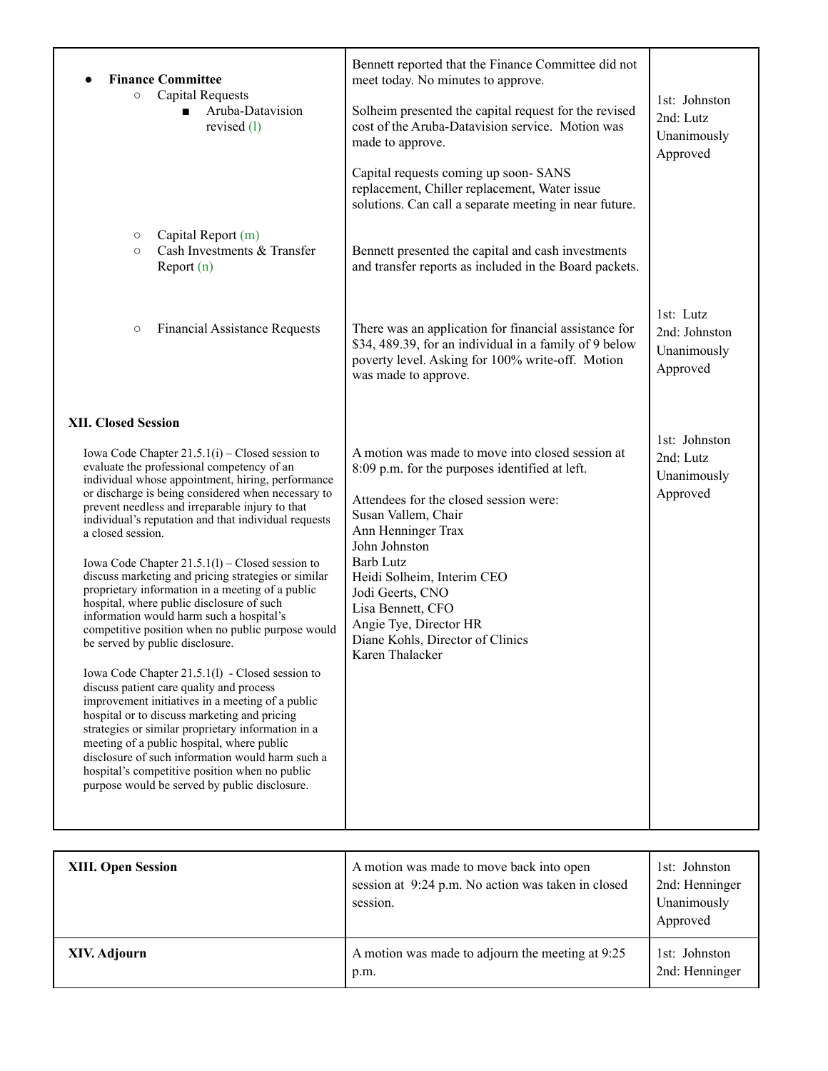| | | |
|---|---|---|
| • **Finance Committee**<br>○ Capital Requests<br>■ Aruba-Datavision revised (l) | Bennett reported that the Finance Committee did not meet today. No minutes to approve.<br><br>Solheim presented the capital request for the revised cost of the Aruba-Datavision service. Motion was made to approve.<br><br>Capital requests coming up soon- SANS replacement, Chiller replacement, Water issue solutions. Can call a separate meeting in near future. | 1st: Johnston<br>2nd: Lutz<br>Unanimously Approved |
| ○ Capital Report (m)<br>○ Cash Investments & Transfer Report (n) | Bennett presented the capital and cash investments and transfer reports as included in the Board packets. | |
| ○ Financial Assistance Requests | There was an application for financial assistance for $34, 489.39, for an individual in a family of 9 below poverty level. Asking for 100% write-off. Motion was made to approve. | 1st: Lutz<br>2nd: Johnston<br>Unanimously Approved |
| **XII. Closed Session**<br><br>Iowa Code Chapter 21.5.1(i) – Closed session to evaluate the professional competency of an individual whose appointment, hiring, performance or discharge is being considered when necessary to prevent needless and irreparable injury to that individual's reputation and that individual requests a closed session.<br><br>Iowa Code Chapter 21.5.1(l) – Closed session to discuss marketing and pricing strategies or similar proprietary information in a meeting of a public hospital, where public disclosure of such information would harm such a hospital's competitive position when no public purpose would be served by public disclosure.<br><br>Iowa Code Chapter 21.5.1(l) - Closed session to discuss patient care quality and process improvement initiatives in a meeting of a public hospital or to discuss marketing and pricing strategies or similar proprietary information in a meeting of a public hospital, where public disclosure of such information would harm such a hospital's competitive position when no public purpose would be served by public disclosure. | A motion was made to move into closed session at 8:09 p.m. for the purposes identified at left.<br><br>Attendees for the closed session were:<br>Susan Vallem, Chair<br>Ann Henninger Trax<br>John Johnston<br>Barb Lutz<br>Heidi Solheim, Interim CEO<br>Jodi Geerts, CNO<br>Lisa Bennett, CFO<br>Angie Tye, Director HR<br>Diane Kohls, Director of Clinics<br>Karen Thalacker | 1st: Johnston<br>2nd: Lutz<br>Unanimously Approved |

| | | |
|---|---|---|
| **XIII. Open Session** | A motion was made to move back into open session at 9:24 p.m. No action was taken in closed session. | 1st: Johnston<br>2nd: Henninger<br>Unanimously Approved |
| **XIV. Adjourn** | A motion was made to adjourn the meeting at 9:25 p.m. | 1st: Johnston<br>2nd: Henninger |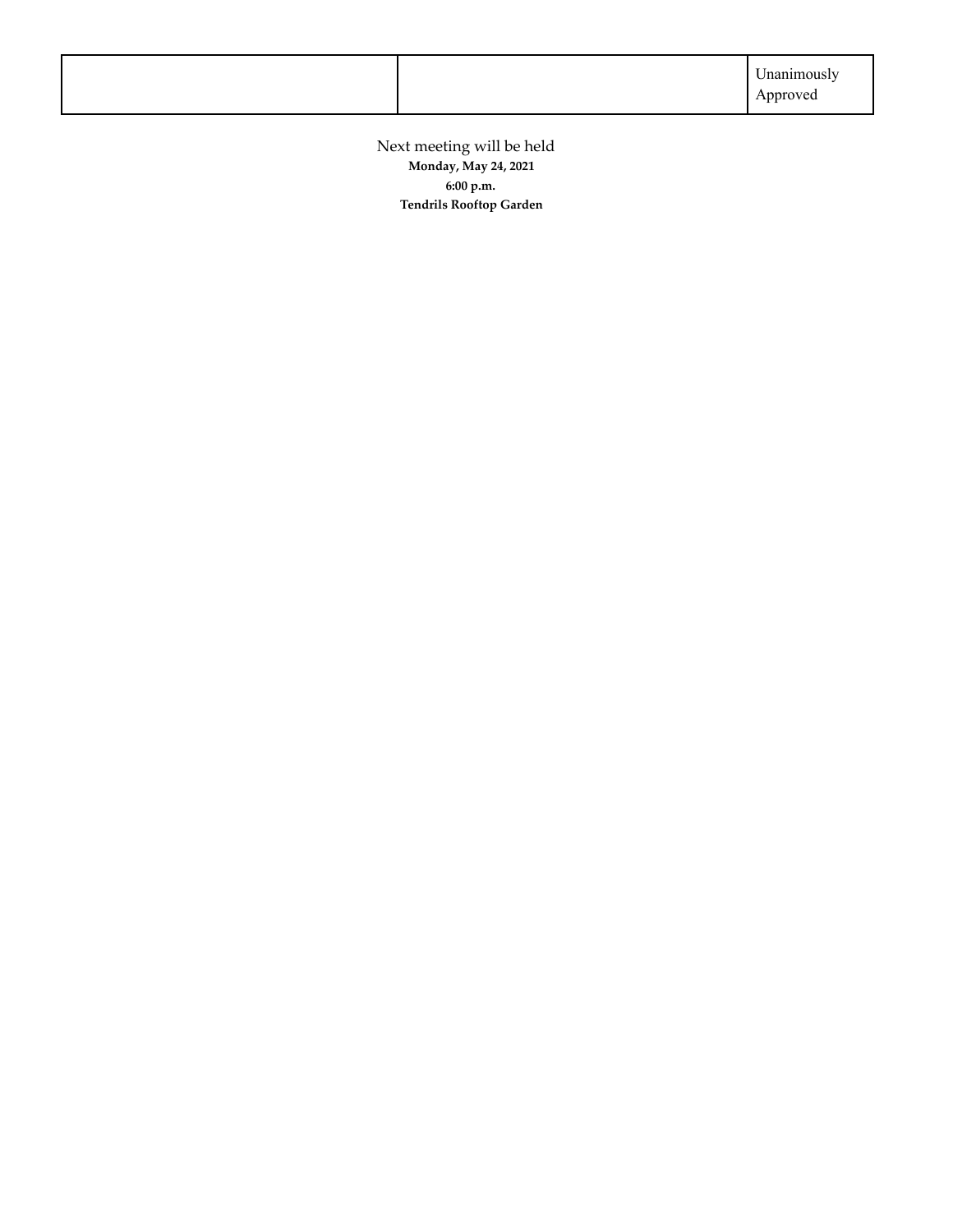| | | |
|---|---|---|
| | | Unanimously Approved |

Next meeting will be held

**Monday, May 24, 2021**

**6:00 p.m.**

**Tendrils Rooftop Garden**